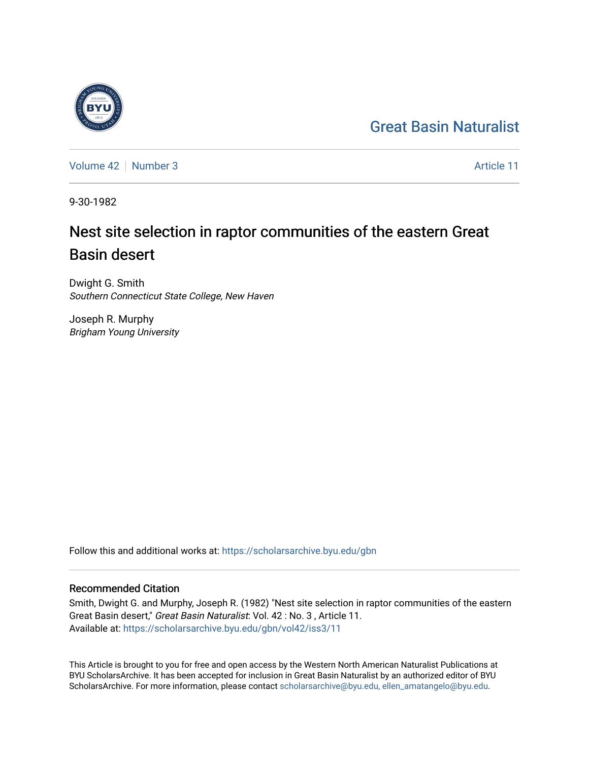Great Basin Naturalist

Volume 42 | Number 3 | Article 11

9-30-1982

# Nest site selection in raptor communities of the eastern Great Basin desert

Dwight G. Smith
*Southern Connecticut State College, New Haven*

Joseph R. Murphy
*Brigham Young University*

Follow this and additional works at: https://scholarsarchive.byu.edu/gbn

## Recommended Citation

Smith, Dwight G. and Murphy, Joseph R. (1982) "Nest site selection in raptor communities of the eastern Great Basin desert," *Great Basin Naturalist*: Vol. 42 : No. 3 , Article 11.
Available at: https://scholarsarchive.byu.edu/gbn/vol42/iss3/11

This Article is brought to you for free and open access by the Western North American Naturalist Publications at BYU ScholarsArchive. It has been accepted for inclusion in Great Basin Naturalist by an authorized editor of BYU ScholarsArchive. For more information, please contact scholarsarchive@byu.edu, ellen_amatangelo@byu.edu.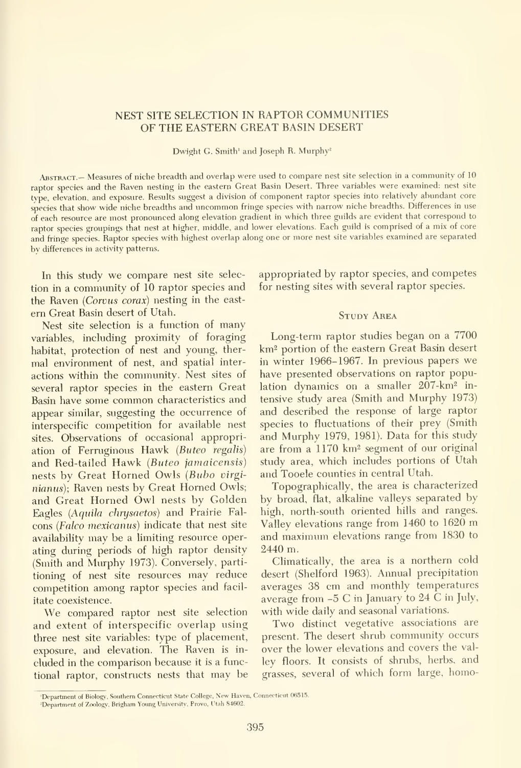# NEST SITE SELECTION IN RAPTOR COMMUNITIES OF THE EASTERN GREAT BASIN DESERT

Dwight G. Smith[1] and Joseph R. Murphy[2]

Abstract.— Measures of niche breadth and overlap were used to compare nest site selection in a community of 10 raptor species and the Raven nesting in the eastern Great Basin Desert. Three variables were examined: nest site type, elevation, and exposure. Results suggest a division of component raptor species into relatively abundant core species that show wide niche breadths and uncommon fringe species with narrow niche breadths. Differences in use of each resource are most pronounced along elevation gradient in which three guilds are evident that correspond to raptor species groupings that nest at higher, middle, and lower elevations. Each guild is comprised of a mix of core and fringe species. Raptor species with highest overlap along one or more nest site variables examined are separated by differences in activity patterns.

In this study we compare nest site selection in a community of 10 raptor species and the Raven (*Corvus corax*) nesting in the eastern Great Basin desert of Utah.

Nest site selection is a function of many variables, including proximity of foraging habitat, protection of nest and young, thermal environment of nest, and spatial interactions within the community. Nest sites of several raptor species in the eastern Great Basin have some common characteristics and appear similar, suggesting the occurrence of interspecific competition for available nest sites. Observations of occasional appropriation of Ferruginous Hawk (*Buteo regalis*) and Red-tailed Hawk (*Buteo jamaicensis*) nests by Great Horned Owls (*Bubo virginianus*); Raven nests by Great Horned Owls; and Great Horned Owl nests by Golden Eagles (*Aquila chrysaetos*) and Prairie Falcons (*Falco mexicanus*) indicate that nest site availability may be a limiting resource operating during periods of high raptor density (Smith and Murphy 1973). Conversely, partitioning of nest site resources may reduce competition among raptor species and facilitate coexistence.

We compared raptor nest site selection and extent of interspecific overlap using three nest site variables: type of placement, exposure, and elevation. The Raven is included in the comparison because it is a functional raptor, constructs nests that may be appropriated by raptor species, and competes for nesting sites with several raptor species.

## Study Area

Long-term raptor studies began on a 7700 km² portion of the eastern Great Basin desert in winter 1966–1967. In previous papers we have presented observations on raptor population dynamics on a smaller 207-km² intensive study area (Smith and Murphy 1973) and described the response of large raptor species to fluctuations of their prey (Smith and Murphy 1979, 1981). Data for this study are from a 1170 km² segment of our original study area, which includes portions of Utah and Tooele counties in central Utah.

Topographically, the area is characterized by broad, flat, alkaline valleys separated by high, north-south oriented hills and ranges. Valley elevations range from 1460 to 1620 m and maximum elevations range from 1830 to 2440 m.

Climatically, the area is a northern cold desert (Shelford 1963). Annual precipitation averages 38 cm and monthly temperatures average from −5 C in January to 24 C in July, with wide daily and seasonal variations.

Two distinct vegetative associations are present. The desert shrub community occurs over the lower elevations and covers the valley floors. It consists of shrubs, herbs, and grasses, several of which form large, homo-

[1]Department of Biology, Southern Connecticut State College, New Haven, Connecticut 06515.
[2]Department of Zoology, Brigham Young University, Provo, Utah 84602.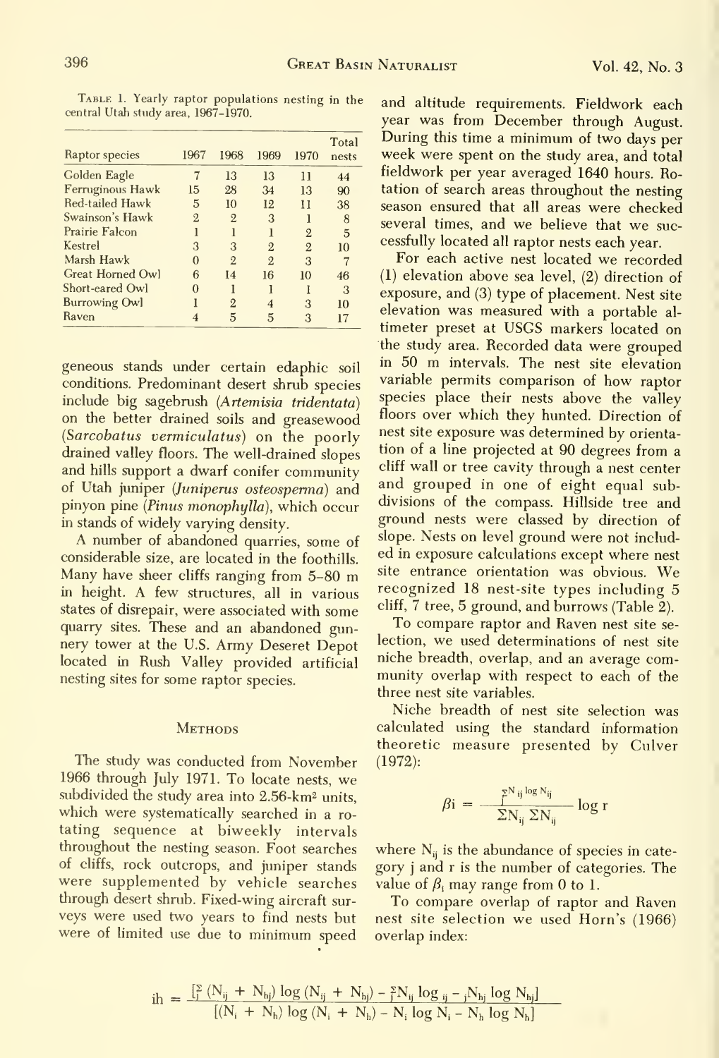Table 1. Yearly raptor populations nesting in the central Utah study area, 1967–1970.

| Raptor species | 1967 | 1968 | 1969 | 1970 | Total nests |
|---|---|---|---|---|---|
| Golden Eagle | 7 | 13 | 13 | 11 | 44 |
| Ferruginous Hawk | 15 | 28 | 34 | 13 | 90 |
| Red-tailed Hawk | 5 | 10 | 12 | 11 | 38 |
| Swainson's Hawk | 2 | 2 | 3 | 1 | 8 |
| Prairie Falcon | 1 | 1 | 1 | 2 | 5 |
| Kestrel | 3 | 3 | 2 | 2 | 10 |
| Marsh Hawk | 0 | 2 | 2 | 3 | 7 |
| Great Horned Owl | 6 | 14 | 16 | 10 | 46 |
| Short-eared Owl | 0 | 1 | 1 | 1 | 3 |
| Burrowing Owl | 1 | 2 | 4 | 3 | 10 |
| Raven | 4 | 5 | 5 | 3 | 17 |

geneous stands under certain edaphic soil conditions. Predominant desert shrub species include big sagebrush (*Artemisia tridentata*) on the better drained soils and greasewood (*Sarcobatus vermiculatus*) on the poorly drained valley floors. The well-drained slopes and hills support a dwarf conifer community of Utah juniper (*Juniperus osteosperma*) and pinyon pine (*Pinus monophylla*), which occur in stands of widely varying density.

A number of abandoned quarries, some of considerable size, are located in the foothills. Many have sheer cliffs ranging from 5–80 m in height. A few structures, all in various states of disrepair, were associated with some quarry sites. These and an abandoned gunnery tower at the U.S. Army Deseret Depot located in Rush Valley provided artificial nesting sites for some raptor species.

## Methods

The study was conducted from November 1966 through July 1971. To locate nests, we subdivided the study area into 2.56-km² units, which were systematically searched in a rotating sequence at biweekly intervals throughout the nesting season. Foot searches of cliffs, rock outcrops, and juniper stands were supplemented by vehicle searches through desert shrub. Fixed-wing aircraft surveys were used two years to find nests but were of limited use due to minimum speed and altitude requirements. Fieldwork each year was from December through August. During this time a minimum of two days per week were spent on the study area, and total fieldwork per year averaged 1640 hours. Rotation of search areas throughout the nesting season ensured that all areas were checked several times, and we believe that we successfully located all raptor nests each year.

For each active nest located we recorded (1) elevation above sea level, (2) direction of exposure, and (3) type of placement. Nest site elevation was measured with a portable altimeter preset at USGS markers located on the study area. Recorded data were grouped in 50 m intervals. The nest site elevation variable permits comparison of how raptor species place their nests above the valley floors over which they hunted. Direction of nest site exposure was determined by orientation of a line projected at 90 degrees from a cliff wall or tree cavity through a nest center and grouped in one of eight equal subdivisions of the compass. Hillside tree and ground nests were classed by direction of slope. Nests on level ground were not included in exposure calculations except where nest site entrance orientation was obvious. We recognized 18 nest-site types including 5 cliff, 7 tree, 5 ground, and burrows (Table 2).

To compare raptor and Raven nest site selection, we used determinations of nest site niche breadth, overlap, and an average community overlap with respect to each of the three nest site variables.

Niche breadth of nest site selection was calculated using the standard information theoretic measure presented by Culver (1972):

$$\beta i = \frac{\sum_j N_{ij} \log N_{ij}}{\Sigma N_{ij}\ \Sigma N_{ij}} \log r$$

where $N_{ij}$ is the abundance of species in category j and r is the number of categories. The value of $\beta_i$ may range from 0 to 1.

To compare overlap of raptor and Raven nest site selection we used Horn's (1966) overlap index:

$$\text{ih} = \frac{[\sum_j (N_{ij} + N_{hj}) \log (N_{ij} + N_{hj}) - \sum_j N_{ij} \log_{ij} - {}_j N_{hj} \log N_{hj}]}{[(N_i + N_h) \log (N_i + N_h) - N_i \log N_i - N_h \log N_h]}$$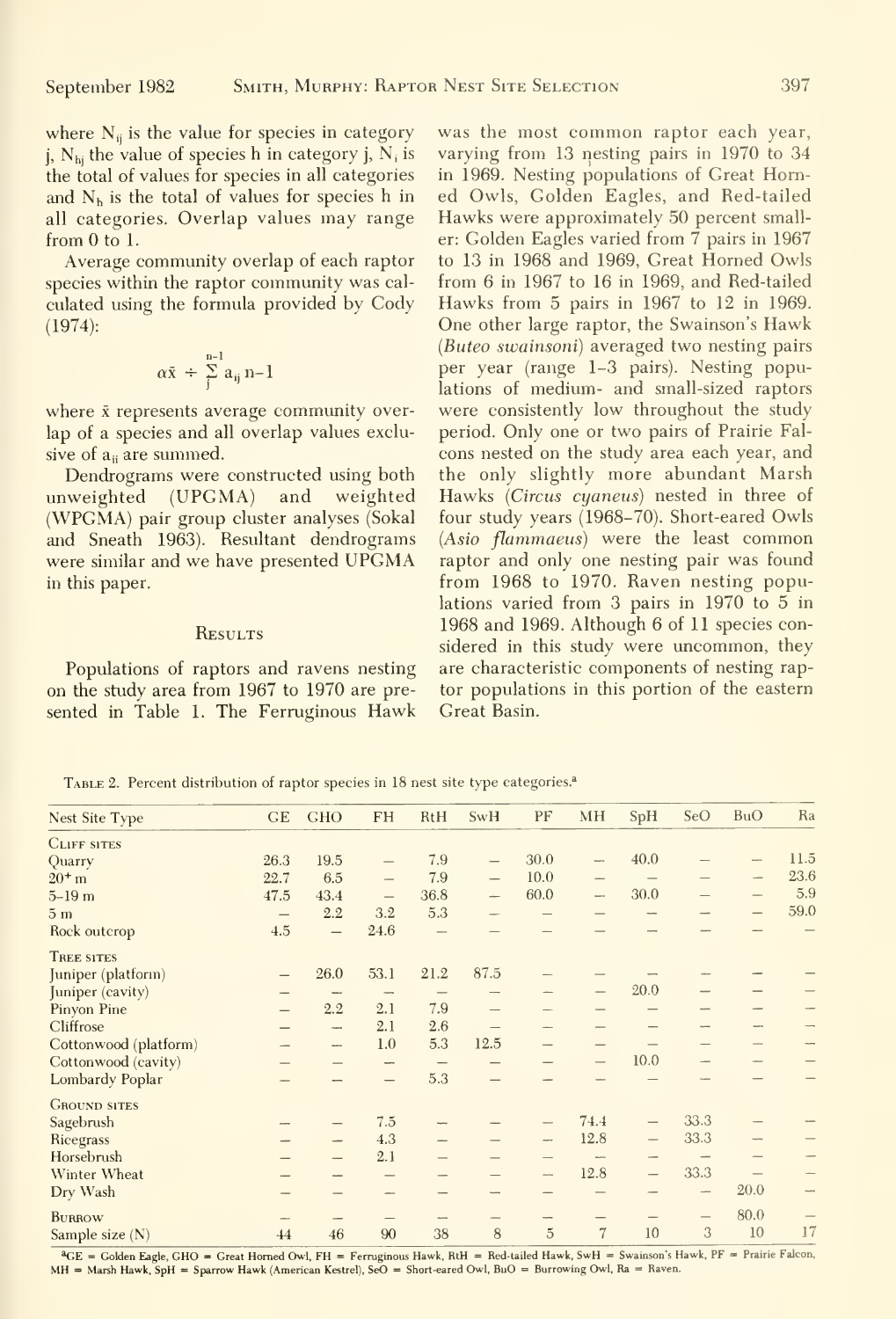where $N_{ij}$ is the value for species in category j, $N_{hj}$ the value of species h in category j, $N_i$ is the total of values for species in all categories and $N_h$ is the total of values for species h in all categories. Overlap values may range from 0 to 1.

Average community overlap of each raptor species within the raptor community was calculated using the formula provided by Cody (1974):

$$\alpha\bar{x} \div \sum_{j}^{n-1} a_{ij}\, n-1$$

where $\bar{x}$ represents average community overlap of a species and all overlap values exclusive of $a_{ii}$ are summed.

Dendrograms were constructed using both unweighted (UPGMA) and weighted (WPGMA) pair group cluster analyses (Sokal and Sneath 1963). Resultant dendrograms were similar and we have presented UPGMA in this paper.

## Results

Populations of raptors and ravens nesting on the study area from 1967 to 1970 are presented in Table 1. The Ferruginous Hawk was the most common raptor each year, varying from 13 nesting pairs in 1970 to 34 in 1969. Nesting populations of Great Horned Owls, Golden Eagles, and Red-tailed Hawks were approximately 50 percent smaller: Golden Eagles varied from 7 pairs in 1967 to 13 in 1968 and 1969, Great Horned Owls from 6 in 1967 to 16 in 1969, and Red-tailed Hawks from 5 pairs in 1967 to 12 in 1969. One other large raptor, the Swainson's Hawk (*Buteo swainsoni*) averaged two nesting pairs per year (range 1–3 pairs). Nesting populations of medium- and small-sized raptors were consistently low throughout the study period. Only one or two pairs of Prairie Falcons nested on the study area each year, and the only slightly more abundant Marsh Hawks (*Circus cyaneus*) nested in three of four study years (1968–70). Short-eared Owls (*Asio flammaeus*) were the least common raptor and only one nesting pair was found from 1968 to 1970. Raven nesting populations varied from 3 pairs in 1970 to 5 in 1968 and 1969. Although 6 of 11 species considered in this study were uncommon, they are characteristic components of nesting raptor populations in this portion of the eastern Great Basin.

Table 2. Percent distribution of raptor species in 18 nest site type categories.[a]

| Nest Site Type | GE | GHO | FH | RtH | SwH | PF | MH | SpH | SeO | BuO | Ra |
|---|---|---|---|---|---|---|---|---|---|---|---|
| **Cliff sites** | | | | | | | | | | | |
| Quarry | 26.3 | 19.5 | — | 7.9 | — | 30.0 | — | 40.0 | — | — | 11.5 |
| 20+ m | 22.7 | 6.5 | — | 7.9 | — | 10.0 | — | — | — | — | 23.6 |
| 5–19 m | 47.5 | 43.4 | — | 36.8 | — | 60.0 | — | 30.0 | — | — | 5.9 |
| 5 m | — | 2.2 | 3.2 | 5.3 | — | — | — | — | — | — | 59.0 |
| Rock outcrop | 4.5 | — | 24.6 | — | — | — | — | — | — | — | — |
| **Tree sites** | | | | | | | | | | | |
| Juniper (platform) | — | 26.0 | 53.1 | 21.2 | 87.5 | — | — | — | — | — | — |
| Juniper (cavity) | — | — | — | — | — | — | — | 20.0 | — | — | — |
| Pinyon Pine | — | 2.2 | 2.1 | 7.9 | — | — | — | — | — | — | — |
| Cliffrose | — | — | 2.1 | 2.6 | — | — | — | — | — | — | — |
| Cottonwood (platform) | — | — | 1.0 | 5.3 | 12.5 | — | — | — | — | — | — |
| Cottonwood (cavity) | — | — | — | — | — | — | — | 10.0 | — | — | — |
| Lombardy Poplar | — | — | — | 5.3 | — | — | — | — | — | — | — |
| **Ground sites** | | | | | | | | | | | |
| Sagebrush | — | — | 7.5 | — | — | — | 74.4 | — | 33.3 | — | — |
| Ricegrass | — | — | 4.3 | — | — | — | 12.8 | — | 33.3 | — | — |
| Horsebrush | — | — | 2.1 | — | — | — | — | — | — | — | — |
| Winter Wheat | — | — | — | — | — | — | 12.8 | — | 33.3 | — | — |
| Dry Wash | — | — | — | — | — | — | — | — | — | 20.0 | — |
| **Burrow** | — | — | — | — | — | — | — | — | — | 80.0 | — |
| Sample size (N) | 44 | 46 | 90 | 38 | 8 | 5 | 7 | 10 | 3 | 10 | 17 |

[a]GE = Golden Eagle, GHO = Great Horned Owl, FH = Ferruginous Hawk, RtH = Red-tailed Hawk, SwH = Swainson's Hawk, PF = Prairie Falcon, MH = Marsh Hawk, SpH = Sparrow Hawk (American Kestrel), SeO = Short-eared Owl, BuO = Burrowing Owl, Ra = Raven.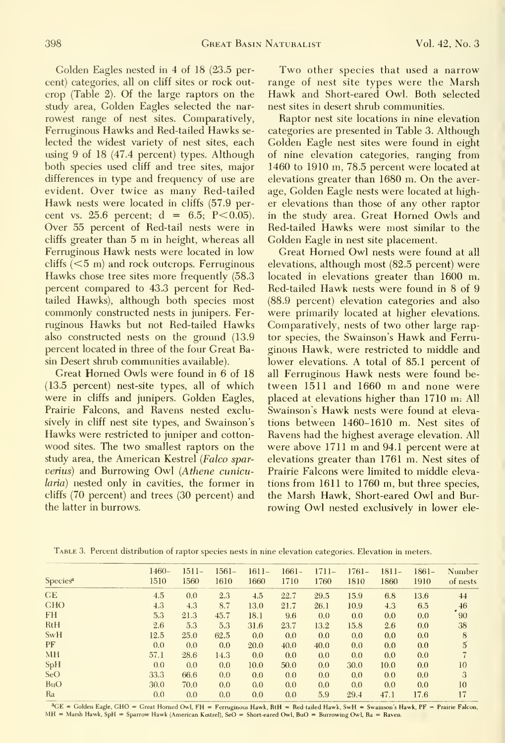Golden Eagles nested in 4 of 18 (23.5 percent) categories, all on cliff sites or rock outcrop (Table 2). Of the large raptors on the study area, Golden Eagles selected the narrowest range of nest sites. Comparatively, Ferruginous Hawks and Red-tailed Hawks selected the widest variety of nest sites, each using 9 of 18 (47.4 percent) types. Although both species used cliff and tree sites, major differences in type and frequency of use are evident. Over twice as many Red-tailed Hawk nests were located in cliffs (57.9 percent vs. 25.6 percent; d = 6.5; $P<0.05$). Over 55 percent of Red-tail nests were in cliffs greater than 5 m in height, whereas all Ferruginous Hawk nests were located in low cliffs (<5 m) and rock outcrops. Ferruginous Hawks chose tree sites more frequently (58.3 percent compared to 43.3 percent for Red-tailed Hawks), although both species most commonly constructed nests in junipers. Ferruginous Hawks but not Red-tailed Hawks also constructed nests on the ground (13.9 percent located in three of the four Great Basin Desert shrub communities available).

Great Horned Owls were found in 6 of 18 (13.5 percent) nest-site types, all of which were in cliffs and junipers. Golden Eagles, Prairie Falcons, and Ravens nested exclusively in cliff nest site types, and Swainson's Hawks were restricted to juniper and cottonwood sites. The two smallest raptors on the study area, the American Kestrel (*Falco sparverius*) and Burrowing Owl (*Athene cunicularia*) nested only in cavities, the former in cliffs (70 percent) and trees (30 percent) and the latter in burrows.

Two other species that used a narrow range of nest site types were the Marsh Hawk and Short-eared Owl. Both selected nest sites in desert shrub communities.

Raptor nest site locations in nine elevation categories are presented in Table 3. Although Golden Eagle nest sites were found in eight of nine elevation categories, ranging from 1460 to 1910 m, 78.5 percent were located at elevations greater than 1680 m. On the average, Golden Eagle nests were located at higher elevations than those of any other raptor in the study area. Great Horned Owls and Red-tailed Hawks were most similar to the Golden Eagle in nest site placement.

Great Horned Owl nests were found at all elevations, although most (82.5 percent) were located in elevations greater than 1600 m. Red-tailed Hawk nests were found in 8 of 9 (88.9 percent) elevation categories and also were primarily located at higher elevations. Comparatively, nests of two other large raptor species, the Swainson's Hawk and Ferruginous Hawk, were restricted to middle and lower elevations. A total of 85.1 percent of all Ferruginous Hawk nests were found between 1511 and 1660 m and none were placed at elevations higher than 1710 m. All Swainson's Hawk nests were found at elevations between 1460–1610 m. Nest sites of Ravens had the highest average elevation. All were above 1711 m and 94.1 percent were at elevations greater than 1761 m. Nest sites of Prairie Falcons were limited to middle elevations from 1611 to 1760 m, but three species, the Marsh Hawk, Short-eared Owl and Burrowing Owl nested exclusively in lower ele-

Table 3. Percent distribution of raptor species nests in nine elevation categories. Elevation in meters.

| Species[a] | 1460–1510 | 1511–1560 | 1561–1610 | 1611–1660 | 1661–1710 | 1711–1760 | 1761–1810 | 1811–1860 | 1861–1910 | Number of nests |
|---|---|---|---|---|---|---|---|---|---|---|
| GE | 4.5 | 0.0 | 2.3 | 4.5 | 22.7 | 29.5 | 15.9 | 6.8 | 13.6 | 44 |
| GHO | 4.3 | 4.3 | 8.7 | 13.0 | 21.7 | 26.1 | 10.9 | 4.3 | 6.5 | 46 |
| FH | 5.3 | 21.3 | 45.7 | 18.1 | 9.6 | 0.0 | 0.0 | 0.0 | 0.0 | 90 |
| RtH | 2.6 | 5.3 | 5.3 | 31.6 | 23.7 | 13.2 | 15.8 | 2.6 | 0.0 | 38 |
| SwH | 12.5 | 25.0 | 62.5 | 0.0 | 0.0 | 0.0 | 0.0 | 0.0 | 0.0 | 8 |
| PF | 0.0 | 0.0 | 0.0 | 20.0 | 40.0 | 40.0 | 0.0 | 0.0 | 0.0 | 5 |
| MH | 57.1 | 28.6 | 14.3 | 0.0 | 0.0 | 0.0 | 0.0 | 0.0 | 0.0 | 7 |
| SpH | 0.0 | 0.0 | 0.0 | 10.0 | 50.0 | 0.0 | 30.0 | 10.0 | 0.0 | 10 |
| SeO | 33.3 | 66.6 | 0.0 | 0.0 | 0.0 | 0.0 | 0.0 | 0.0 | 0.0 | 3 |
| BuO | 30.0 | 70.0 | 0.0 | 0.0 | 0.0 | 0.0 | 0.0 | 0.0 | 0.0 | 10 |
| Ra | 0.0 | 0.0 | 0.0 | 0.0 | 0.0 | 5.9 | 29.4 | 47.1 | 17.6 | 17 |

[a]GE = Golden Eagle, GHO = Great Horned Owl, FH = Ferruginous Hawk, RtH = Red-tailed Hawk, SwH = Swainson's Hawk, PF = Prairie Falcon, MH = Marsh Hawk, SpH = Sparrow Hawk (American Kestrel), SeO = Short-eared Owl, BuO = Burrowing Owl, Ra = Raven.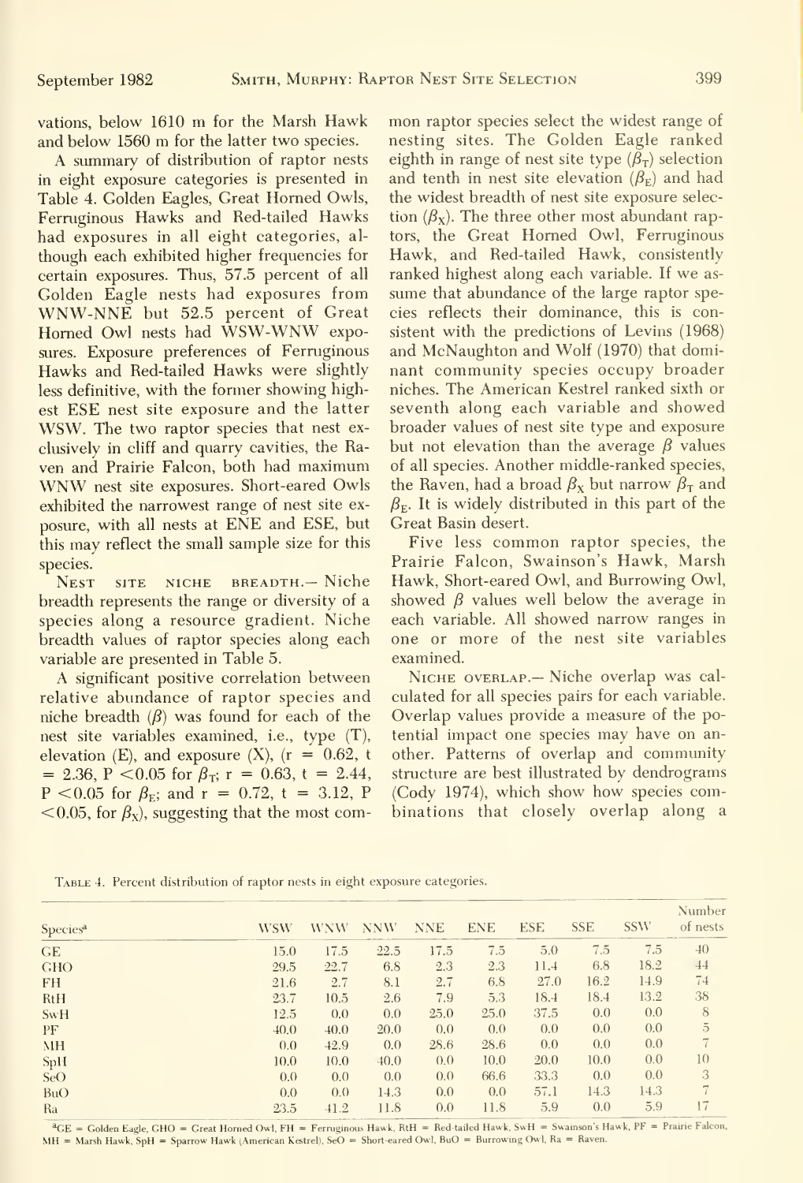vations, below 1610 m for the Marsh Hawk and below 1560 m for the latter two species.

A summary of distribution of raptor nests in eight exposure categories is presented in Table 4. Golden Eagles, Great Horned Owls, Ferruginous Hawks and Red-tailed Hawks had exposures in all eight categories, although each exhibited higher frequencies for certain exposures. Thus, 57.5 percent of all Golden Eagle nests had exposures from WNW-NNE but 52.5 percent of Great Horned Owl nests had WSW-WNW exposures. Exposure preferences of Ferruginous Hawks and Red-tailed Hawks were slightly less definitive, with the former showing highest ESE nest site exposure and the latter WSW. The two raptor species that nest exclusively in cliff and quarry cavities, the Raven and Prairie Falcon, both had maximum WNW nest site exposures. Short-eared Owls exhibited the narrowest range of nest site exposure, with all nests at ENE and ESE, but this may reflect the small sample size for this species.

Nest site niche breadth.— Niche breadth represents the range or diversity of a species along a resource gradient. Niche breadth values of raptor species along each variable are presented in Table 5.

A significant positive correlation between relative abundance of raptor species and niche breadth ($\beta$) was found for each of the nest site variables examined, i.e., type (T), elevation (E), and exposure (X), ($r = 0.62$, $t = 2.36$, $P < 0.05$ for $\beta_T$; $r = 0.63$, $t = 2.44$, $P < 0.05$ for $\beta_E$; and $r = 0.72$, $t = 3.12$, $P < 0.05$, for $\beta_X$), suggesting that the most common raptor species select the widest range of nesting sites. The Golden Eagle ranked eighth in range of nest site type ($\beta_T$) selection and tenth in nest site elevation ($\beta_E$) and had the widest breadth of nest site exposure selection ($\beta_X$). The three other most abundant raptors, the Great Horned Owl, Ferruginous Hawk, and Red-tailed Hawk, consistently ranked highest along each variable. If we assume that abundance of the large raptor species reflects their dominance, this is consistent with the predictions of Levins (1968) and McNaughton and Wolf (1970) that dominant community species occupy broader niches. The American Kestrel ranked sixth or seventh along each variable and showed broader values of nest site type and exposure but not elevation than the average $\beta$ values of all species. Another middle-ranked species, the Raven, had a broad $\beta_X$ but narrow $\beta_T$ and $\beta_E$. It is widely distributed in this part of the Great Basin desert.

Five less common raptor species, the Prairie Falcon, Swainson's Hawk, Marsh Hawk, Short-eared Owl, and Burrowing Owl, showed $\beta$ values well below the average in each variable. All showed narrow ranges in one or more of the nest site variables examined.

Niche overlap.— Niche overlap was calculated for all species pairs for each variable. Overlap values provide a measure of the potential impact one species may have on another. Patterns of overlap and community structure are best illustrated by dendrograms (Cody 1974), which show how species combinations that closely overlap along a

Table 4. Percent distribution of raptor nests in eight exposure categories.

| Species[a] | WSW | WNW | NNW | NNE | ENE | ESE | SSE | SSW | Number of nests |
|---|---|---|---|---|---|---|---|---|---|
| GE | 15.0 | 17.5 | 22.5 | 17.5 | 7.5 | 5.0 | 7.5 | 7.5 | 40 |
| GHO | 29.5 | 22.7 | 6.8 | 2.3 | 2.3 | 11.4 | 6.8 | 18.2 | 44 |
| FH | 21.6 | 2.7 | 8.1 | 2.7 | 6.8 | 27.0 | 16.2 | 14.9 | 74 |
| RtH | 23.7 | 10.5 | 2.6 | 7.9 | 5.3 | 18.4 | 18.4 | 13.2 | 38 |
| SwH | 12.5 | 0.0 | 0.0 | 25.0 | 25.0 | 37.5 | 0.0 | 0.0 | 8 |
| PF | 40.0 | 40.0 | 20.0 | 0.0 | 0.0 | 0.0 | 0.0 | 0.0 | 5 |
| MH | 0.0 | 42.9 | 0.0 | 28.6 | 28.6 | 0.0 | 0.0 | 0.0 | 7 |
| SpH | 10.0 | 10.0 | 40.0 | 0.0 | 10.0 | 20.0 | 10.0 | 0.0 | 10 |
| SeO | 0.0 | 0.0 | 0.0 | 0.0 | 66.6 | 33.3 | 0.0 | 0.0 | 3 |
| BuO | 0.0 | 0.0 | 14.3 | 0.0 | 0.0 | 57.1 | 14.3 | 14.3 | 7 |
| Ra | 23.5 | 41.2 | 11.8 | 0.0 | 11.8 | 5.9 | 0.0 | 5.9 | 17 |

[a]GE = Golden Eagle, GHO = Great Horned Owl, FH = Ferruginous Hawk, RtH = Red-tailed Hawk, SwH = Swainson's Hawk, PF = Prairie Falcon, MH = Marsh Hawk, SpH = Sparrow Hawk (American Kestrel), SeO = Short-eared Owl, BuO = Burrowing Owl, Ra = Raven.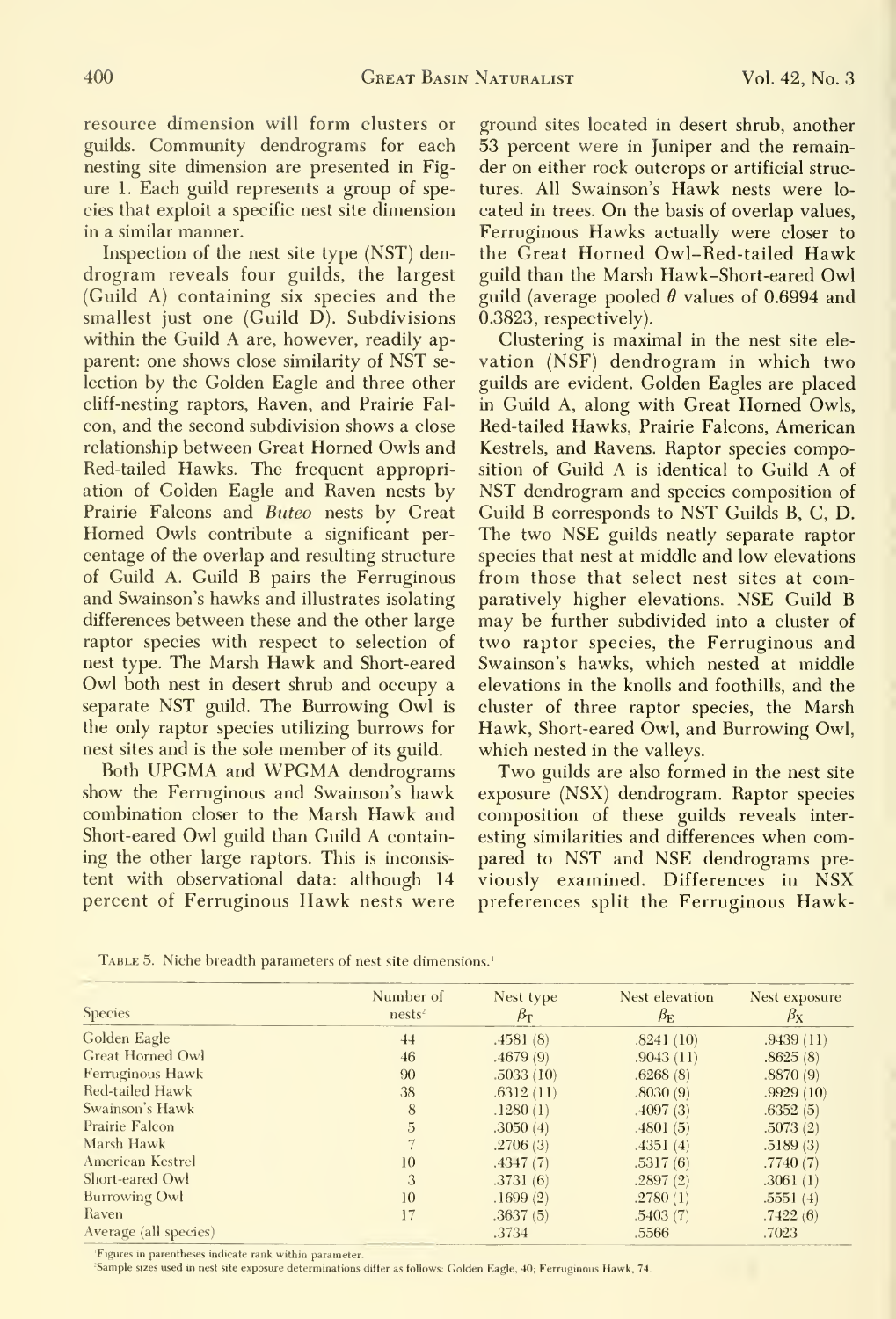resource dimension will form clusters or guilds. Community dendrograms for each nesting site dimension are presented in Figure 1. Each guild represents a group of species that exploit a specific nest site dimension in a similar manner.

Inspection of the nest site type (NST) dendrogram reveals four guilds, the largest (Guild A) containing six species and the smallest just one (Guild D). Subdivisions within the Guild A are, however, readily apparent: one shows close similarity of NST selection by the Golden Eagle and three other cliff-nesting raptors, Raven, and Prairie Falcon, and the second subdivision shows a close relationship between Great Horned Owls and Red-tailed Hawks. The frequent appropriation of Golden Eagle and Raven nests by Prairie Falcons and *Buteo* nests by Great Horned Owls contribute a significant percentage of the overlap and resulting structure of Guild A. Guild B pairs the Ferruginous and Swainson's hawks and illustrates isolating differences between these and the other large raptor species with respect to selection of nest type. The Marsh Hawk and Short-eared Owl both nest in desert shrub and occupy a separate NST guild. The Burrowing Owl is the only raptor species utilizing burrows for nest sites and is the sole member of its guild.

Both UPGMA and WPGMA dendrograms show the Ferruginous and Swainson's hawk combination closer to the Marsh Hawk and Short-eared Owl guild than Guild A containing the other large raptors. This is inconsistent with observational data: although 14 percent of Ferruginous Hawk nests were ground sites located in desert shrub, another 53 percent were in Juniper and the remainder on either rock outcrops or artificial structures. All Swainson's Hawk nests were located in trees. On the basis of overlap values, Ferruginous Hawks actually were closer to the Great Horned Owl–Red-tailed Hawk guild than the Marsh Hawk–Short-eared Owl guild (average pooled $\theta$ values of 0.6994 and 0.3823, respectively).

Clustering is maximal in the nest site elevation (NSE) dendrogram in which two guilds are evident. Golden Eagles are placed in Guild A, along with Great Horned Owls, Red-tailed Hawks, Prairie Falcons, American Kestrels, and Ravens. Raptor species composition of Guild A is identical to Guild A of NST dendrogram and species composition of Guild B corresponds to NST Guilds B, C, D. The two NSE guilds neatly separate raptor species that nest at middle and low elevations from those that select nest sites at comparatively higher elevations. NSE Guild B may be further subdivided into a cluster of two raptor species, the Ferruginous and Swainson's hawks, which nested at middle elevations in the knolls and foothills, and the cluster of three raptor species, the Marsh Hawk, Short-eared Owl, and Burrowing Owl, which nested in the valleys.

Two guilds are also formed in the nest site exposure (NSX) dendrogram. Raptor species composition of these guilds reveals interesting similarities and differences when compared to NST and NSE dendrograms previously examined. Differences in NSX preferences split the Ferruginous Hawk-

Table 5. Niche breadth parameters of nest site dimensions.[1]

| Species | Number of nests[2] | Nest type $\beta_T$ | Nest elevation $\beta_E$ | Nest exposure $\beta_X$ |
|---|---|---|---|---|
| Golden Eagle | 44 | .4581 (8) | .8241 (10) | .9439 (11) |
| Great Horned Owl | 46 | .4679 (9) | .9043 (11) | .8625 (8) |
| Ferruginous Hawk | 90 | .5033 (10) | .6268 (8) | .8870 (9) |
| Red-tailed Hawk | 38 | .6312 (11) | .8030 (9) | .9929 (10) |
| Swainson's Hawk | 8 | .1280 (1) | .4097 (3) | .6352 (5) |
| Prairie Falcon | 5 | .3050 (4) | .4801 (5) | .5073 (2) |
| Marsh Hawk | 7 | .2706 (3) | .4351 (4) | .5189 (3) |
| American Kestrel | 10 | .4347 (7) | .5317 (6) | .7740 (7) |
| Short-eared Owl | 3 | .3731 (6) | .2897 (2) | .3061 (1) |
| Burrowing Owl | 10 | .1699 (2) | .2780 (1) | .5551 (4) |
| Raven | 17 | .3637 (5) | .5403 (7) | .7422 (6) |
| Average (all species) | | .3734 | .5566 | .7023 |

[1]Figures in parentheses indicate rank within parameter.
[2]Sample sizes used in nest site exposure determinations differ as follows: Golden Eagle, 40; Ferruginous Hawk, 74.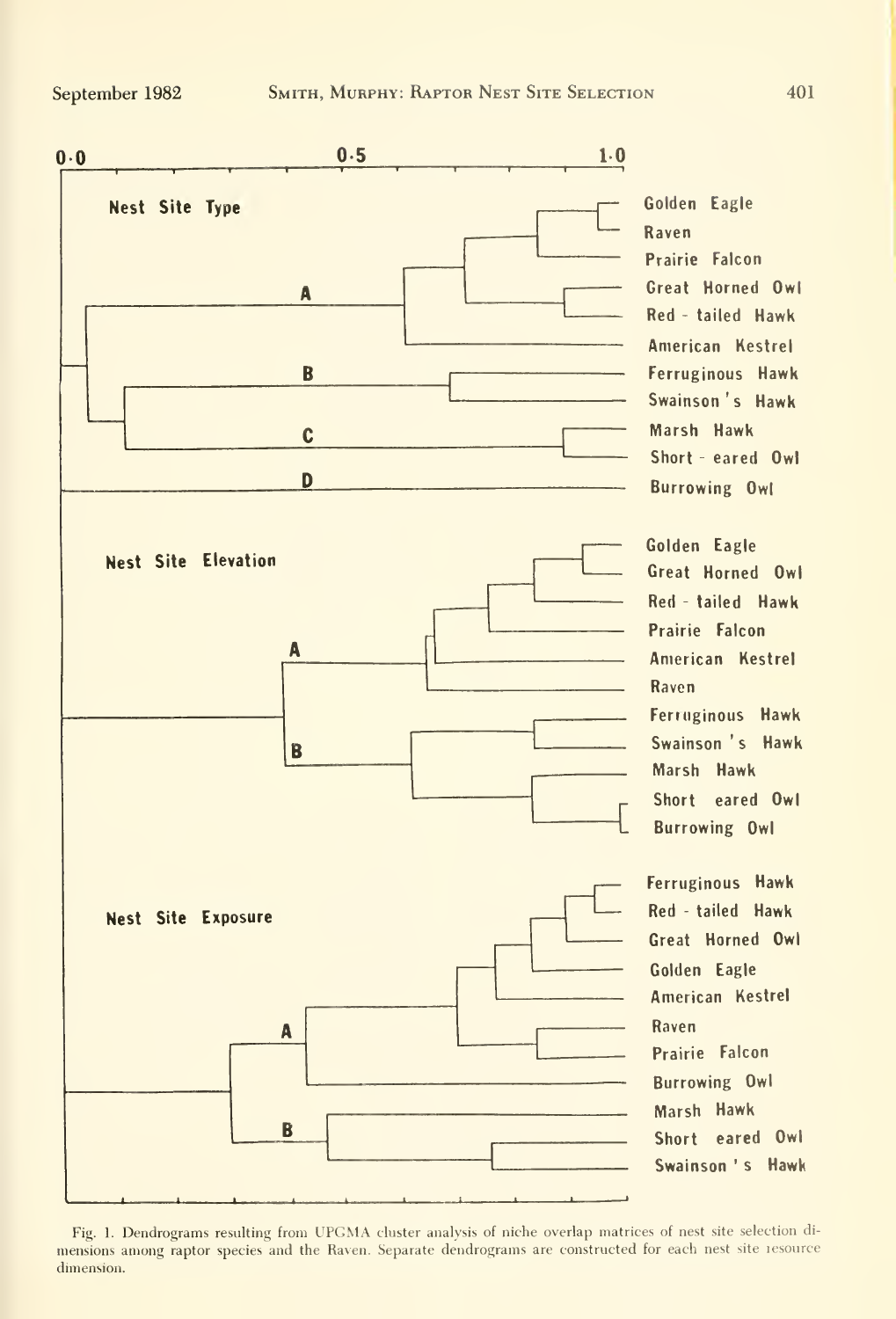Fig. 1. Dendrograms resulting from UPGMA cluster analysis of niche overlap matrices of nest site selection dimensions among raptor species and the Raven. Separate dendrograms are constructed for each nest site resource dimension.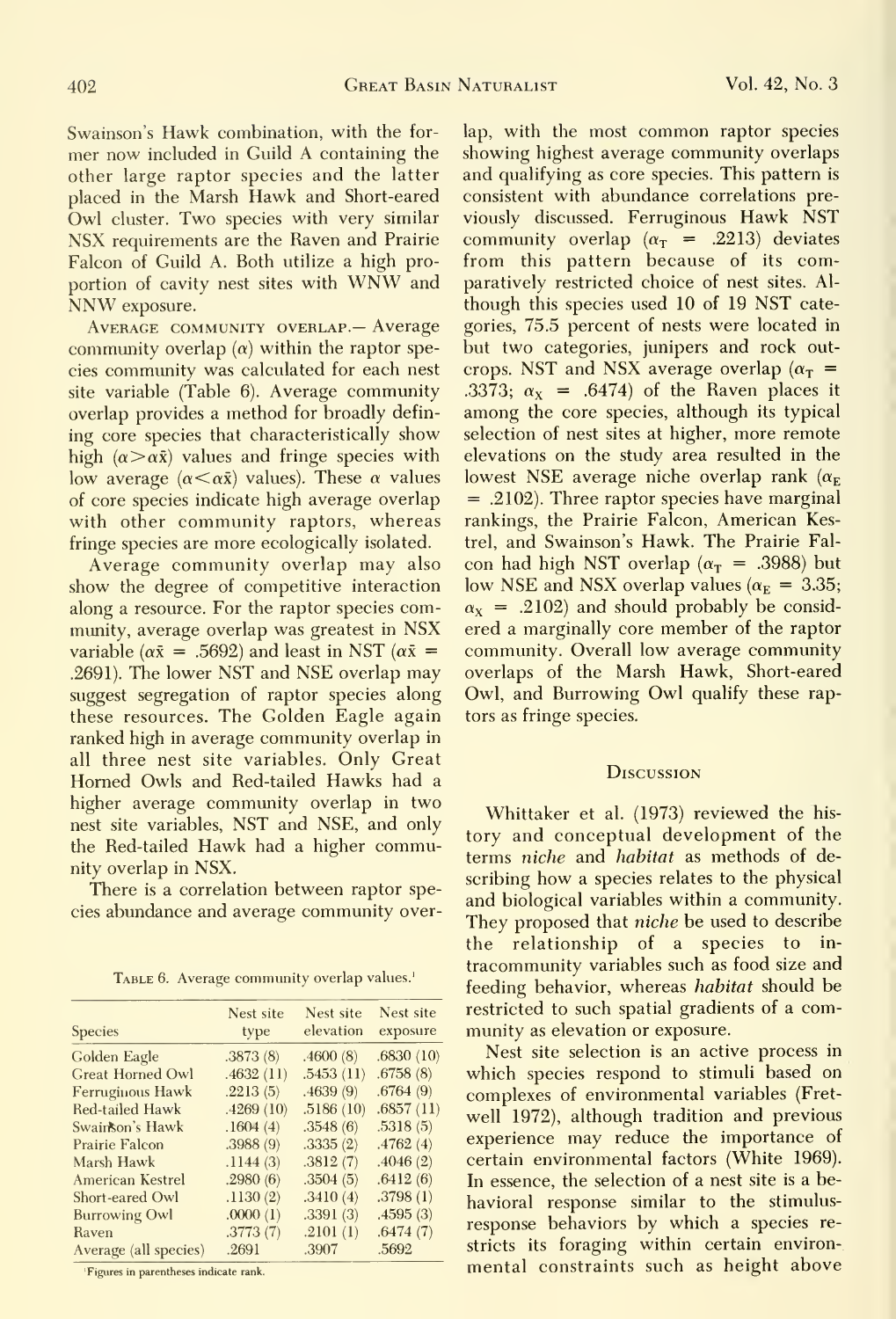Swainson's Hawk combination, with the former now included in Guild A containing the other large raptor species and the latter placed in the Marsh Hawk and Short-eared Owl cluster. Two species with very similar NSX requirements are the Raven and Prairie Falcon of Guild A. Both utilize a high proportion of cavity nest sites with WNW and NNW exposure.

Average community overlap.— Average community overlap ($\alpha$) within the raptor species community was calculated for each nest site variable (Table 6). Average community overlap provides a method for broadly defining core species that characteristically show high ($\alpha > \alpha\bar{x}$) values and fringe species with low average ($\alpha < \alpha\bar{x}$) values). These $\alpha$ values of core species indicate high average overlap with other community raptors, whereas fringe species are more ecologically isolated.

Average community overlap may also show the degree of competitive interaction along a resource. For the raptor species community, average overlap was greatest in NSX variable ($\alpha\bar{x}$ = .5692) and least in NST ($\alpha\bar{x}$ = .2691). The lower NST and NSE overlap may suggest segregation of raptor species along these resources. The Golden Eagle again ranked high in average community overlap in all three nest site variables. Only Great Horned Owls and Red-tailed Hawks had a higher average community overlap in two nest site variables, NST and NSE, and only the Red-tailed Hawk had a higher community overlap in NSX.

There is a correlation between raptor species abundance and average community overlap, with the most common raptor species showing highest average community overlaps and qualifying as core species. This pattern is consistent with abundance correlations previously discussed. Ferruginous Hawk NST community overlap ($\alpha_T$ = .2213) deviates from this pattern because of its comparatively restricted choice of nest sites. Although this species used 10 of 19 NST categories, 75.5 percent of nests were located in but two categories, junipers and rock outcrops. NST and NSX average overlap ($\alpha_T$ = .3373; $\alpha_X$ = .6474) of the Raven places it among the core species, although its typical selection of nest sites at higher, more remote elevations on the study area resulted in the lowest NSE average niche overlap rank ($\alpha_E$ = .2102). Three raptor species have marginal rankings, the Prairie Falcon, American Kestrel, and Swainson's Hawk. The Prairie Falcon had high NST overlap ($\alpha_T$ = .3988) but low NSE and NSX overlap values ($\alpha_E$ = 3.35; $\alpha_X$ = .2102) and should probably be considered a marginally core member of the raptor community. Overall low average community overlaps of the Marsh Hawk, Short-eared Owl, and Burrowing Owl qualify these raptors as fringe species.

Table 6. Average community overlap values.[1]

| Species | Nest site type | Nest site elevation | Nest site exposure |
|---|---|---|---|
| Golden Eagle | .3873 (8) | .4600 (8) | .6830 (10) |
| Great Horned Owl | .4632 (11) | .5453 (11) | .6758 (8) |
| Ferruginous Hawk | .2213 (5) | .4639 (9) | .6764 (9) |
| Red-tailed Hawk | .4269 (10) | .5186 (10) | .6857 (11) |
| Swainson's Hawk | .1604 (4) | .3548 (6) | .5318 (5) |
| Prairie Falcon | .3988 (9) | .3335 (2) | .4762 (4) |
| Marsh Hawk | .1144 (3) | .3812 (7) | .4046 (2) |
| American Kestrel | .2980 (6) | .3504 (5) | .6412 (6) |
| Short-eared Owl | .1130 (2) | .3410 (4) | .3798 (1) |
| Burrowing Owl | .0000 (1) | .3391 (3) | .4595 (3) |
| Raven | .3773 (7) | .2101 (1) | .6474 (7) |
| Average (all species) | .2691 | .3907 | .5692 |

[1]Figures in parentheses indicate rank.

## Discussion

Whittaker et al. (1973) reviewed the history and conceptual development of the terms *niche* and *habitat* as methods of describing how a species relates to the physical and biological variables within a community. They proposed that *niche* be used to describe the relationship of a species to intracommunity variables such as food size and feeding behavior, whereas *habitat* should be restricted to such spatial gradients of a community as elevation or exposure.

Nest site selection is an active process in which species respond to stimuli based on complexes of environmental variables (Fretwell 1972), although tradition and previous experience may reduce the importance of certain environmental factors (White 1969). In essence, the selection of a nest site is a behavioral response similar to the stimulus-response behaviors by which a species restricts its foraging within certain environmental constraints such as height above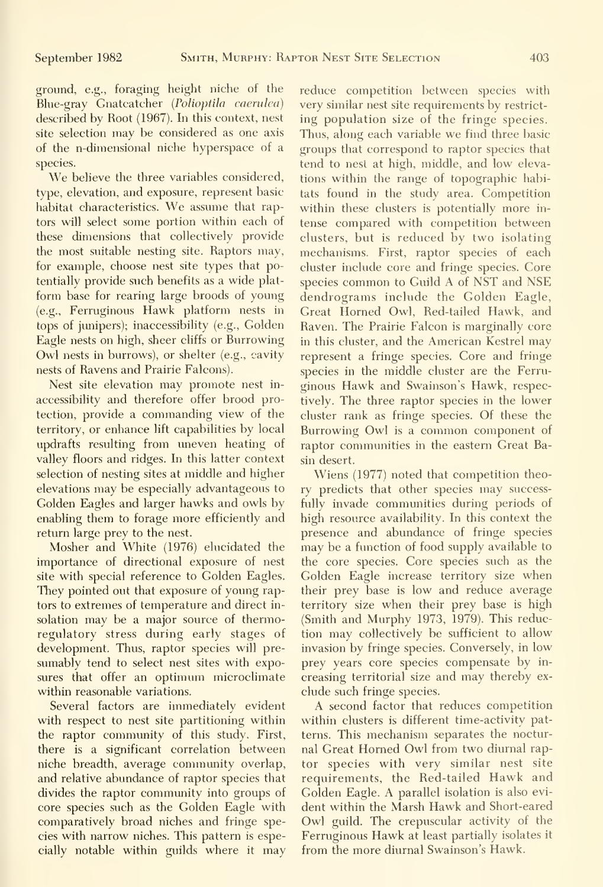ground, e.g., foraging height niche of the Blue-gray Gnatcatcher (*Polioptila caerulea*) described by Root (1967). In this context, nest site selection may be considered as one axis of the n-dimensional niche hyperspace of a species.

We believe the three variables considered, type, elevation, and exposure, represent basic habitat characteristics. We assume that raptors will select some portion within each of these dimensions that collectively provide the most suitable nesting site. Raptors may, for example, choose nest site types that potentially provide such benefits as a wide platform base for rearing large broods of young (e.g., Ferruginous Hawk platform nests in tops of junipers); inaccessibility (e.g., Golden Eagle nests on high, sheer cliffs or Burrowing Owl nests in burrows), or shelter (e.g., cavity nests of Ravens and Prairie Falcons).

Nest site elevation may promote nest inaccessibility and therefore offer brood protection, provide a commanding view of the territory, or enhance lift capabilities by local updrafts resulting from uneven heating of valley floors and ridges. In this latter context selection of nesting sites at middle and higher elevations may be especially advantageous to Golden Eagles and larger hawks and owls by enabling them to forage more efficiently and return large prey to the nest.

Mosher and White (1976) elucidated the importance of directional exposure of nest site with special reference to Golden Eagles. They pointed out that exposure of young raptors to extremes of temperature and direct insolation may be a major source of thermoregulatory stress during early stages of development. Thus, raptor species will presumably tend to select nest sites with exposures that offer an optimum microclimate within reasonable variations.

Several factors are immediately evident with respect to nest site partitioning within the raptor community of this study. First, there is a significant correlation between niche breadth, average community overlap, and relative abundance of raptor species that divides the raptor community into groups of core species such as the Golden Eagle with comparatively broad niches and fringe species with narrow niches. This pattern is especially notable within guilds where it may reduce competition between species with very similar nest site requirements by restricting population size of the fringe species. Thus, along each variable we find three basic groups that correspond to raptor species that tend to nest at high, middle, and low elevations within the range of topographic habitats found in the study area. Competition within these clusters is potentially more intense compared with competition between clusters, but is reduced by two isolating mechanisms. First, raptor species of each cluster include core and fringe species. Core species common to Guild A of NST and NSE dendrograms include the Golden Eagle, Great Horned Owl, Red-tailed Hawk, and Raven. The Prairie Falcon is marginally core in this cluster, and the American Kestrel may represent a fringe species. Core and fringe species in the middle cluster are the Ferruginous Hawk and Swainson's Hawk, respectively. The three raptor species in the lower cluster rank as fringe species. Of these the Burrowing Owl is a common component of raptor communities in the eastern Great Basin desert.

Wiens (1977) noted that competition theory predicts that other species may successfully invade communities during periods of high resource availability. In this context the presence and abundance of fringe species may be a function of food supply available to the core species. Core species such as the Golden Eagle increase territory size when their prey base is low and reduce average territory size when their prey base is high (Smith and Murphy 1973, 1979). This reduction may collectively be sufficient to allow invasion by fringe species. Conversely, in low prey years core species compensate by increasing territorial size and may thereby exclude such fringe species.

A second factor that reduces competition within clusters is different time-activity patterns. This mechanism separates the nocturnal Great Horned Owl from two diurnal raptor species with very similar nest site requirements, the Red-tailed Hawk and Golden Eagle. A parallel isolation is also evident within the Marsh Hawk and Short-eared Owl guild. The crepuscular activity of the Ferruginous Hawk at least partially isolates it from the more diurnal Swainson's Hawk.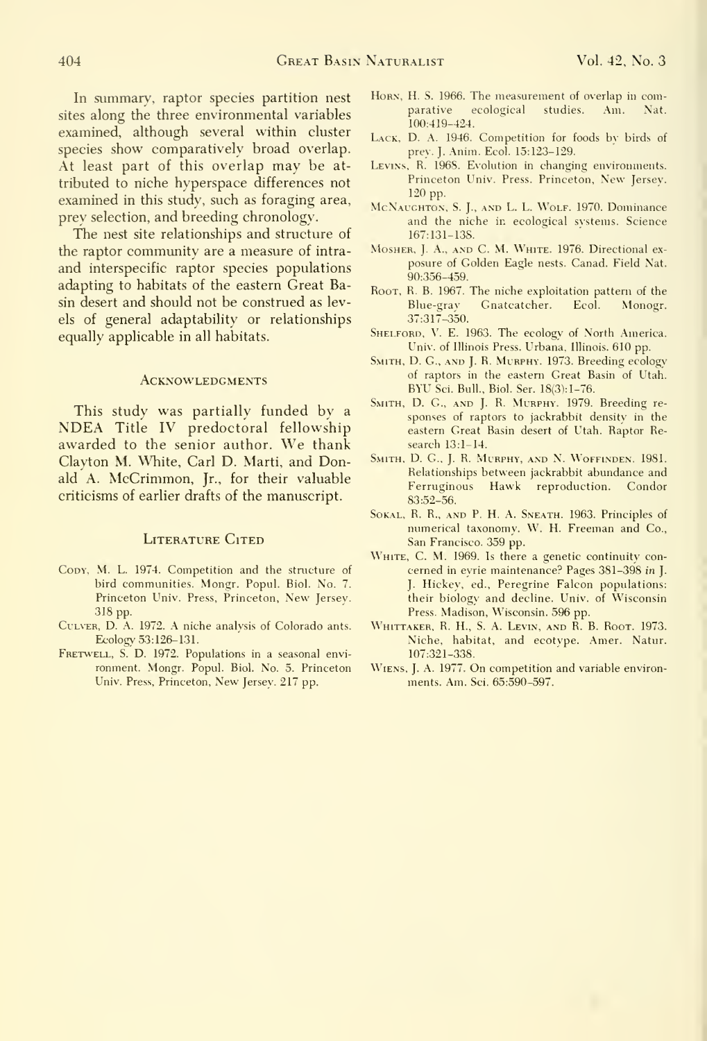In summary, raptor species partition nest sites along the three environmental variables examined, although several within cluster species show comparatively broad overlap. At least part of this overlap may be attributed to niche hyperspace differences not examined in this study, such as foraging area, prey selection, and breeding chronology.

The nest site relationships and structure of the raptor community are a measure of intra- and interspecific raptor species populations adapting to habitats of the eastern Great Basin desert and should not be construed as levels of general adaptability or relationships equally applicable in all habitats.

## Acknowledgments

This study was partially funded by a NDEA Title IV predoctoral fellowship awarded to the senior author. We thank Clayton M. White, Carl D. Marti, and Donald A. McCrimmon, Jr., for their valuable criticisms of earlier drafts of the manuscript.

## Literature Cited

Cody, M. L. 1974. Competition and the structure of bird communities. Mongr. Popul. Biol. No. 7. Princeton Univ. Press, Princeton, New Jersey. 318 pp.

Culver, D. A. 1972. A niche analysis of Colorado ants. Ecology 53:126–131.

Fretwell, S. D. 1972. Populations in a seasonal environment. Mongr. Popul. Biol. No. 5. Princeton Univ. Press, Princeton, New Jersey. 217 pp.

Horn, H. S. 1966. The measurement of overlap in comparative ecological studies. Am. Nat. 100:419–424.

Lack, D. A. 1946. Competition for foods by birds of prey. J. Anim. Ecol. 15:123–129.

Levins, R. 1968. Evolution in changing environments. Princeton Univ. Press. Princeton, New Jersey. 120 pp.

McNaughton, S. J., and L. L. Wolf. 1970. Dominance and the niche in ecological systems. Science 167:131–138.

Mosher, J. A., and C. M. White. 1976. Directional exposure of Golden Eagle nests. Canad. Field Nat. 90:356–459.

Root, R. B. 1967. The niche exploitation pattern of the Blue-gray Gnatcatcher. Ecol. Monogr. 37:317–350.

Shelford, V. E. 1963. The ecology of North America. Univ. of Illinois Press. Urbana, Illinois. 610 pp.

Smith, D. G., and J. R. Murphy. 1973. Breeding ecology of raptors in the eastern Great Basin of Utah. BYU Sci. Bull., Biol. Ser. 18(3):1–76.

Smith, D. G., and J. R. Murphy. 1979. Breeding responses of raptors to jackrabbit density in the eastern Great Basin desert of Utah. Raptor Research 13:1–14.

Smith, D. G., J. R. Murphy, and N. Woffinden. 1981. Relationships between jackrabbit abundance and Ferruginous Hawk reproduction. Condor 83:52–56.

Sokal, R. R., and P. H. A. Sneath. 1963. Principles of numerical taxonomy. W. H. Freeman and Co., San Francisco. 359 pp.

White, C. M. 1969. Is there a genetic continuity concerned in eyrie maintenance? Pages 381–398 *in* J. J. Hickey, ed., Peregrine Falcon populations: their biology and decline. Univ. of Wisconsin Press. Madison, Wisconsin. 596 pp.

Whittaker, R. H., S. A. Levin, and R. B. Root. 1973. Niche, habitat, and ecotype. Amer. Natur. 107:321–338.

Wiens, J. A. 1977. On competition and variable environments. Am. Sci. 65:590–597.